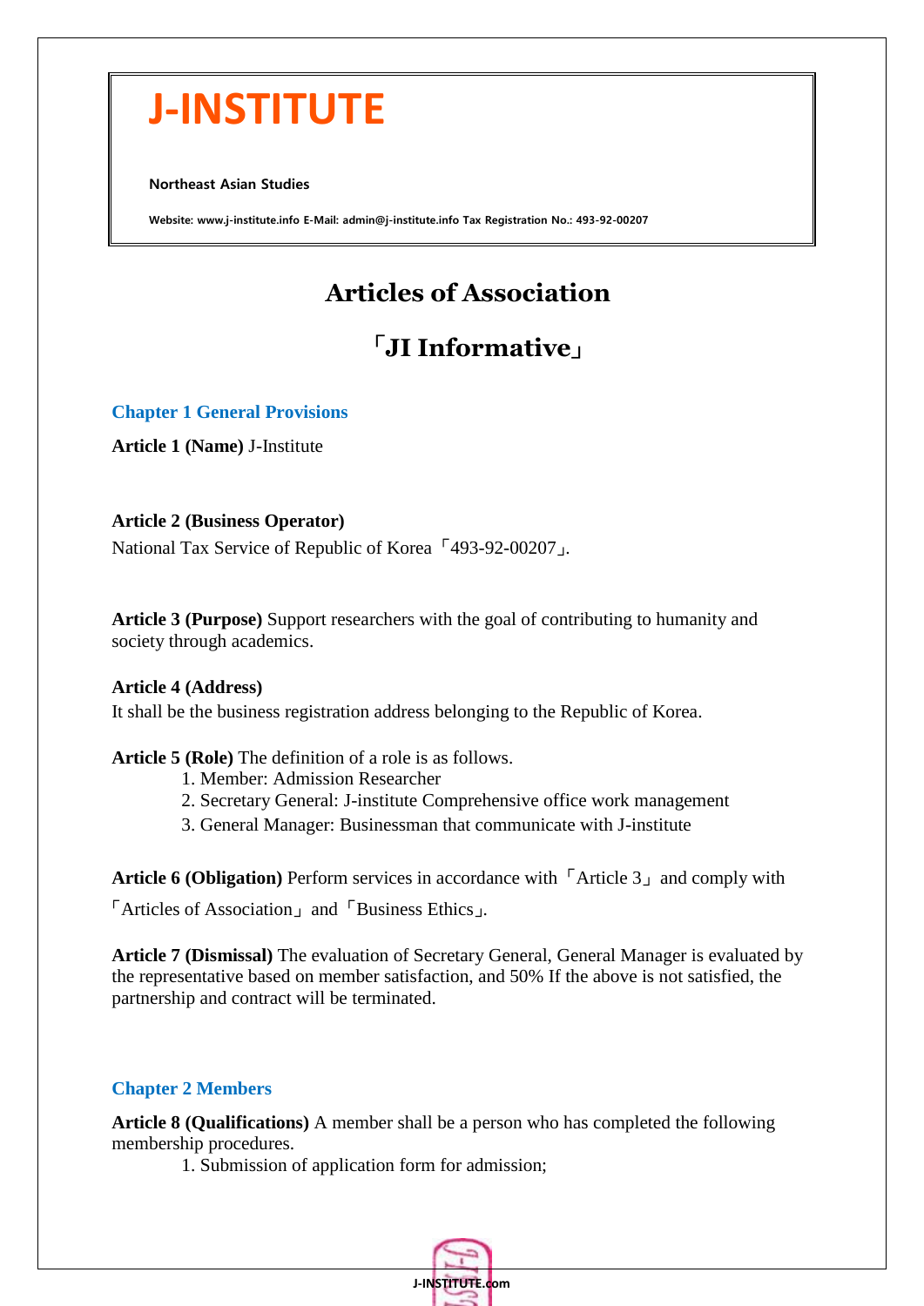# J-INSTITUTE

**Northeast Asian Studies**

**Website: www.j-institute.info E-Mail: admin@j-institute.info Tax Registration No.: 493-92-00207**

## Articles of Association

## 「JI Informative」

### Chapter 1 General Provisions

**Article 1 (Name)** J-Institute

**Article 2 (Business Operator)**
National Tax Service of Republic of Korea「493-92-00207」.

**Article 3 (Purpose)** Support researchers with the goal of contributing to humanity and society through academics.

**Article 4 (Address)**
It shall be the business registration address belonging to the Republic of Korea.

**Article 5 (Role)** The definition of a role is as follows.

1. Member: Admission Researcher
2. Secretary General: J-institute Comprehensive office work management
3. General Manager: Businessman that communicate with J-institute

**Article 6 (Obligation)** Perform services in accordance with「Article 3」and comply with「Articles of Association」and「Business Ethics」.

**Article 7 (Dismissal)** The evaluation of Secretary General, General Manager is evaluated by the representative based on member satisfaction, and 50% If the above is not satisfied, the partnership and contract will be terminated.

### Chapter 2 Members

**Article 8 (Qualifications)** A member shall be a person who has completed the following membership procedures.

1. Submission of application form for admission;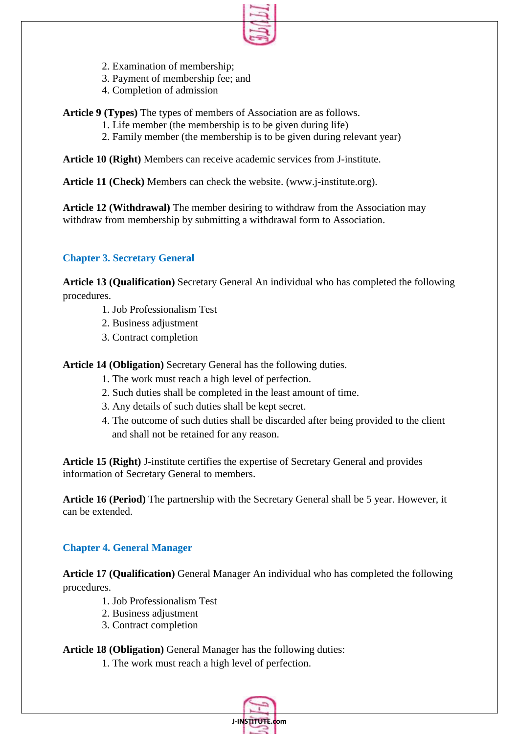2. Examination of membership;
3. Payment of membership fee; and
4. Completion of admission

**Article 9 (Types)** The types of members of Association are as follows.

1. Life member (the membership is to be given during life)
2. Family member (the membership is to be given during relevant year)

**Article 10 (Right)** Members can receive academic services from J-institute.

**Article 11 (Check)** Members can check the website. (www.j-institute.org).

**Article 12 (Withdrawal)** The member desiring to withdraw from the Association may withdraw from membership by submitting a withdrawal form to Association.

## Chapter 3. Secretary General

**Article 13 (Qualification)** Secretary General An individual who has completed the following procedures.

1. Job Professionalism Test
2. Business adjustment
3. Contract completion

**Article 14 (Obligation)** Secretary General has the following duties.

1. The work must reach a high level of perfection.
2. Such duties shall be completed in the least amount of time.
3. Any details of such duties shall be kept secret.
4. The outcome of such duties shall be discarded after being provided to the client and shall not be retained for any reason.

**Article 15 (Right)** J-institute certifies the expertise of Secretary General and provides information of Secretary General to members.

**Article 16 (Period)** The partnership with the Secretary General shall be 5 year. However, it can be extended.

## Chapter 4. General Manager

**Article 17 (Qualification)** General Manager An individual who has completed the following procedures.

1. Job Professionalism Test
2. Business adjustment
3. Contract completion

**Article 18 (Obligation)** General Manager has the following duties:

1. The work must reach a high level of perfection.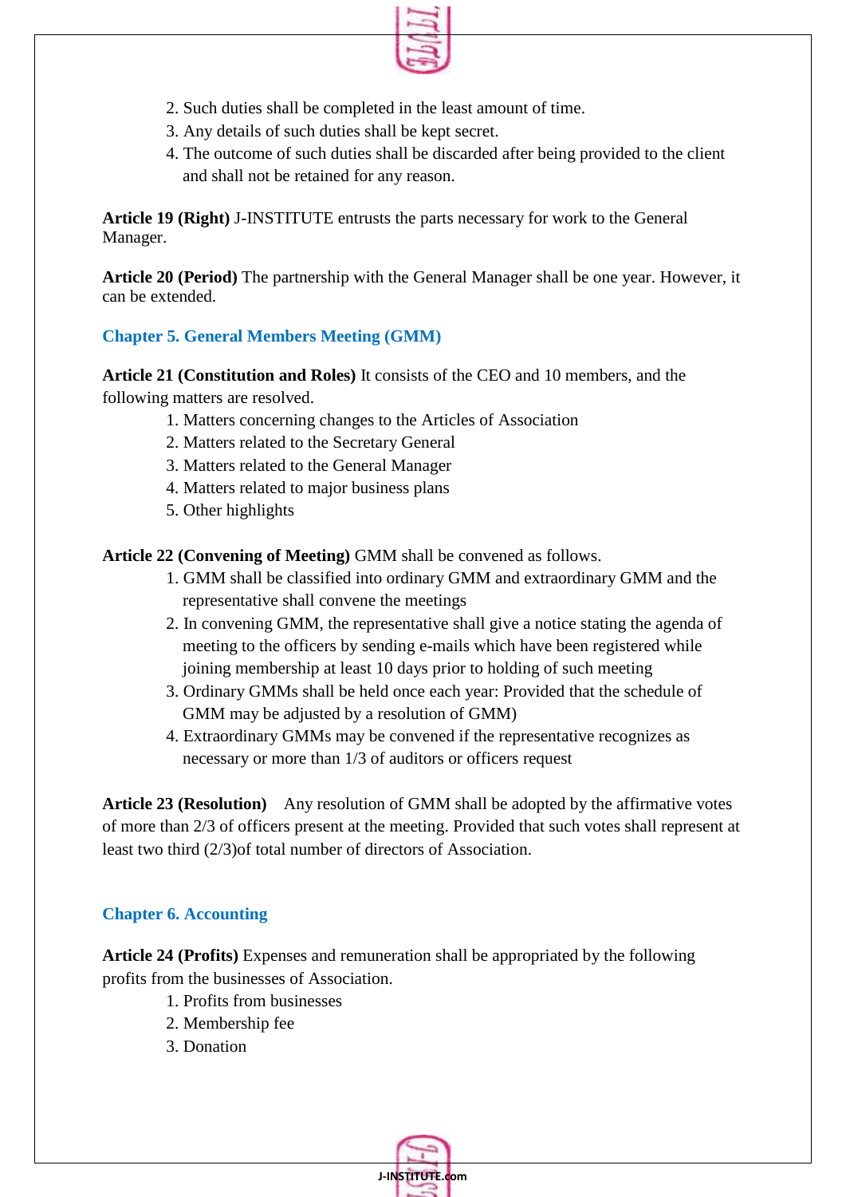2. Such duties shall be completed in the least amount of time.
3. Any details of such duties shall be kept secret.
4. The outcome of such duties shall be discarded after being provided to the client and shall not be retained for any reason.

**Article 19 (Right)** J-INSTITUTE entrusts the parts necessary for work to the General Manager.

**Article 20 (Period)** The partnership with the General Manager shall be one year. However, it can be extended.

## Chapter 5. General Members Meeting (GMM)

**Article 21 (Constitution and Roles)** It consists of the CEO and 10 members, and the following matters are resolved.

1. Matters concerning changes to the Articles of Association
2. Matters related to the Secretary General
3. Matters related to the General Manager
4. Matters related to major business plans
5. Other highlights

**Article 22 (Convening of Meeting)** GMM shall be convened as follows.

1. GMM shall be classified into ordinary GMM and extraordinary GMM and the representative shall convene the meetings
2. In convening GMM, the representative shall give a notice stating the agenda of meeting to the officers by sending e-mails which have been registered while joining membership at least 10 days prior to holding of such meeting
3. Ordinary GMMs shall be held once each year: Provided that the schedule of GMM may be adjusted by a resolution of GMM)
4. Extraordinary GMMs may be convened if the representative recognizes as necessary or more than 1/3 of auditors or officers request

**Article 23 (Resolution)** Any resolution of GMM shall be adopted by the affirmative votes of more than 2/3 of officers present at the meeting. Provided that such votes shall represent at least two third (2/3)of total number of directors of Association.

## Chapter 6. Accounting

**Article 24 (Profits)** Expenses and remuneration shall be appropriated by the following profits from the businesses of Association.

1. Profits from businesses
2. Membership fee
3. Donation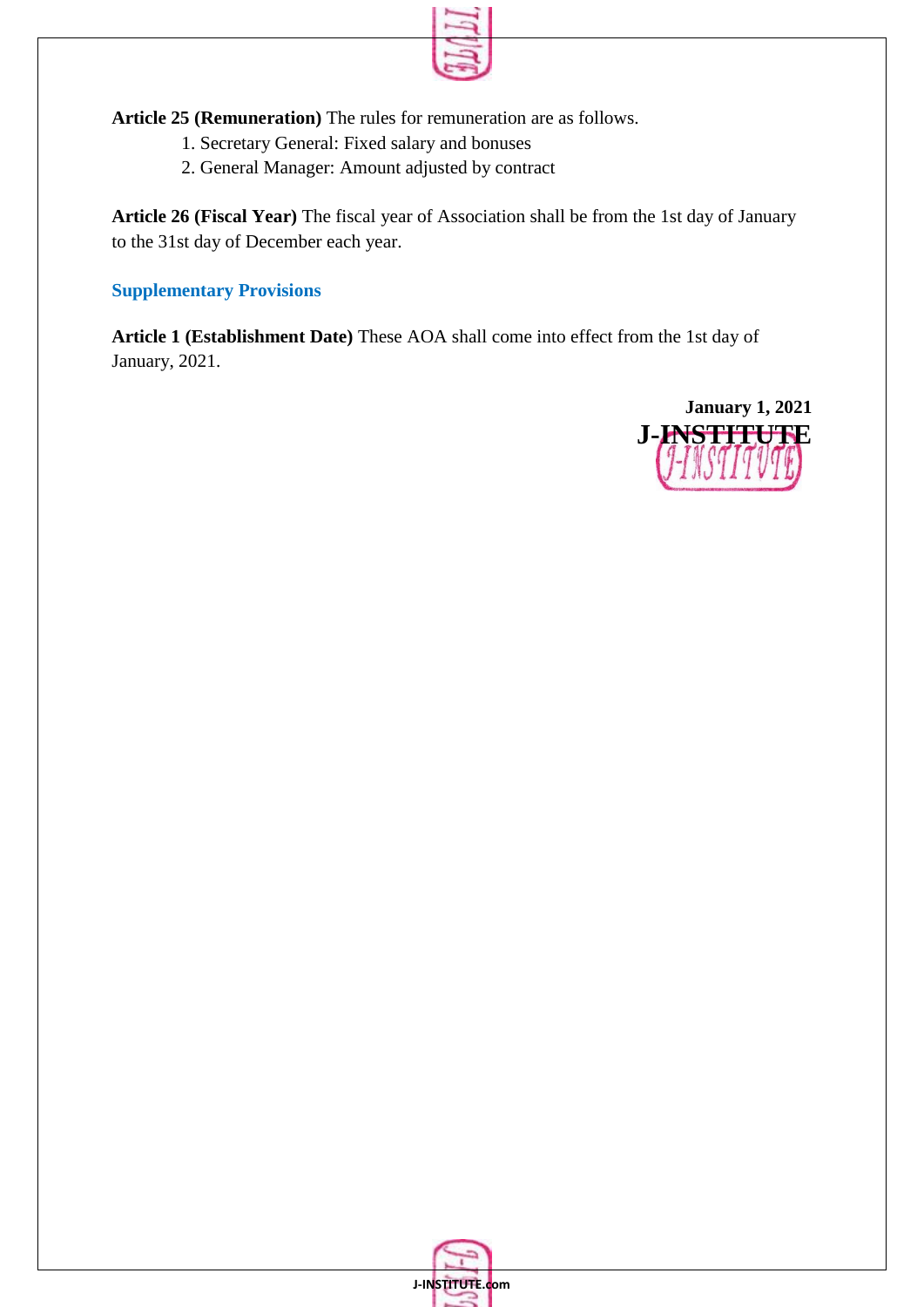**Article 25 (Remuneration)** The rules for remuneration are as follows.

1. Secretary General: Fixed salary and bonuses
2. General Manager: Amount adjusted by contract

**Article 26 (Fiscal Year)** The fiscal year of Association shall be from the 1st day of January to the 31st day of December each year.

## Supplementary Provisions

**Article 1 (Establishment Date)** These AOA shall come into effect from the 1st day of January, 2021.

**January 1, 2021**

**J-INSTITUTE**